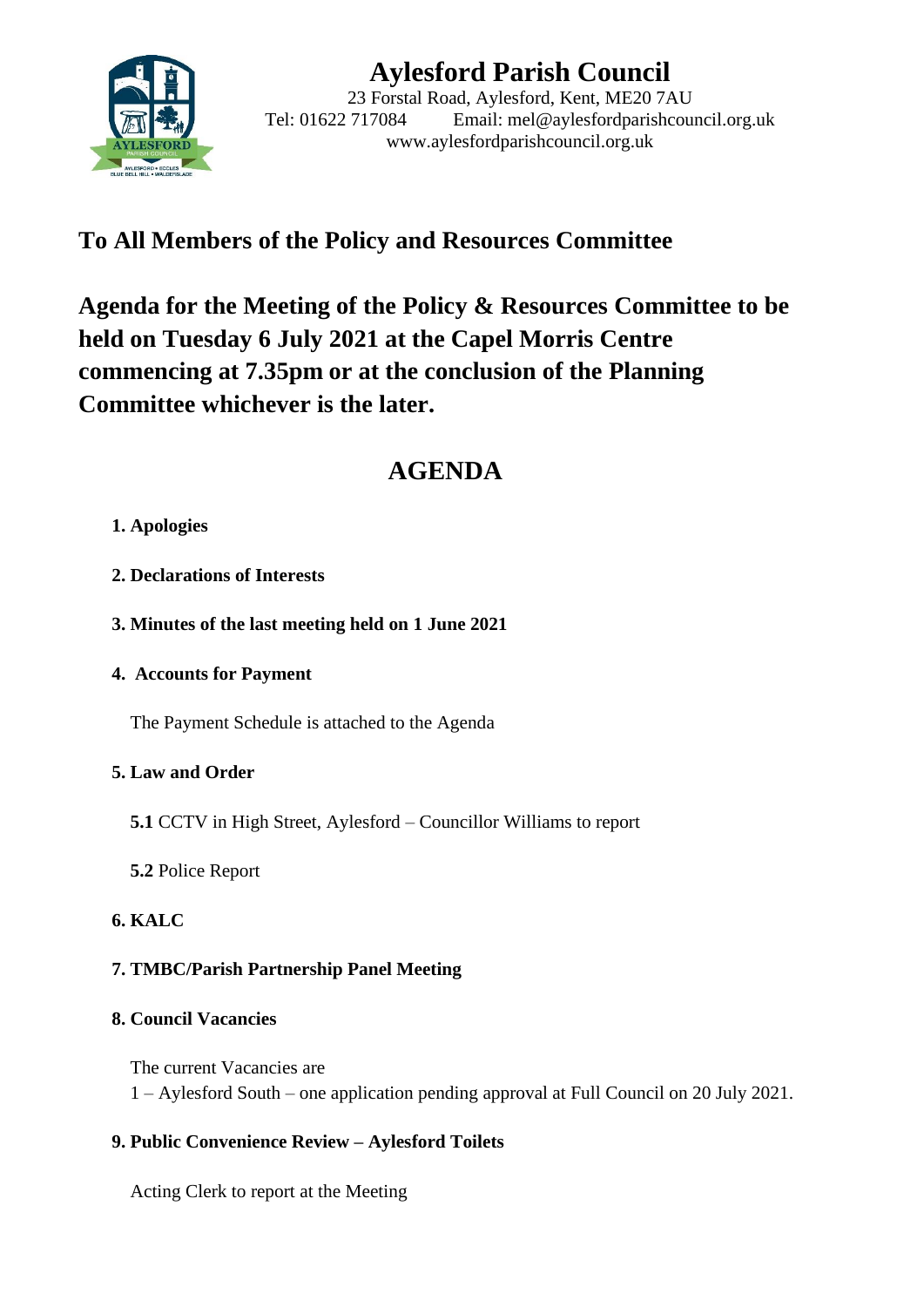# Aylesford Parish Council

23 Forstal Road, Aylesford, Kent, ME20 7AU
Tel: 01622 717084    Email: mel@aylesfordparishcouncil.org.uk
www.aylesfordparishcouncil.org.uk

## To All Members of the Policy and Resources Committee

## Agenda for the Meeting of the Policy & Resources Committee to be held on Tuesday 6 July 2021 at the Capel Morris Centre commencing at 7.35pm or at the conclusion of the Planning Committee whichever is the later.

# AGENDA

**1. Apologies**

**2. Declarations of Interests**

**3. Minutes of the last meeting held on 1 June 2021**

**4. Accounts for Payment**

The Payment Schedule is attached to the Agenda

**5. Law and Order**

**5.1** CCTV in High Street, Aylesford – Councillor Williams to report

**5.2** Police Report

**6. KALC**

**7. TMBC/Parish Partnership Panel Meeting**

**8. Council Vacancies**

The current Vacancies are
1 – Aylesford South – one application pending approval at Full Council on 20 July 2021.

**9. Public Convenience Review – Aylesford Toilets**

Acting Clerk to report at the Meeting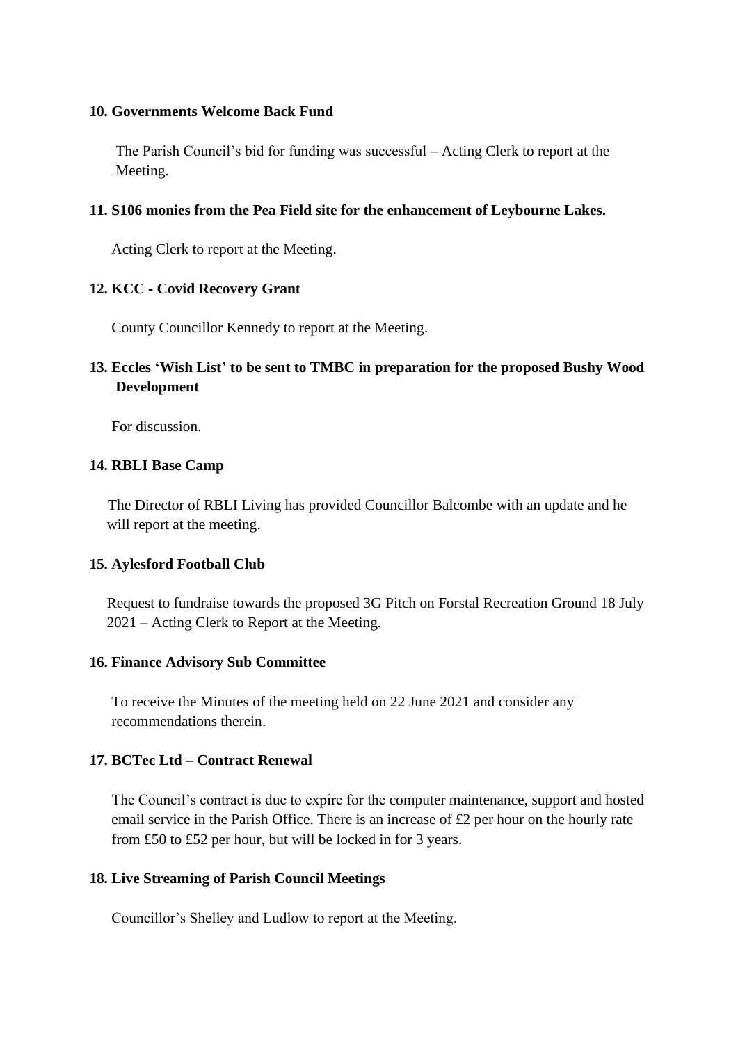**10. Governments Welcome Back Fund**

The Parish Council's bid for funding was successful – Acting Clerk to report at the Meeting.

**11. S106 monies from the Pea Field site for the enhancement of Leybourne Lakes.**

Acting Clerk to report at the Meeting.

**12. KCC - Covid Recovery Grant**

County Councillor Kennedy to report at the Meeting.

**13. Eccles 'Wish List' to be sent to TMBC in preparation for the proposed Bushy Wood Development**

For discussion.

**14. RBLI Base Camp**

The Director of RBLI Living has provided Councillor Balcombe with an update and he will report at the meeting.

**15. Aylesford Football Club**

Request to fundraise towards the proposed 3G Pitch on Forstal Recreation Ground 18 July 2021 – Acting Clerk to Report at the Meeting.

**16. Finance Advisory Sub Committee**

To receive the Minutes of the meeting held on 22 June 2021 and consider any recommendations therein.

**17. BCTec Ltd – Contract Renewal**

The Council's contract is due to expire for the computer maintenance, support and hosted email service in the Parish Office. There is an increase of £2 per hour on the hourly rate from £50 to £52 per hour, but will be locked in for 3 years.

**18. Live Streaming of Parish Council Meetings**

Councillor's Shelley and Ludlow to report at the Meeting.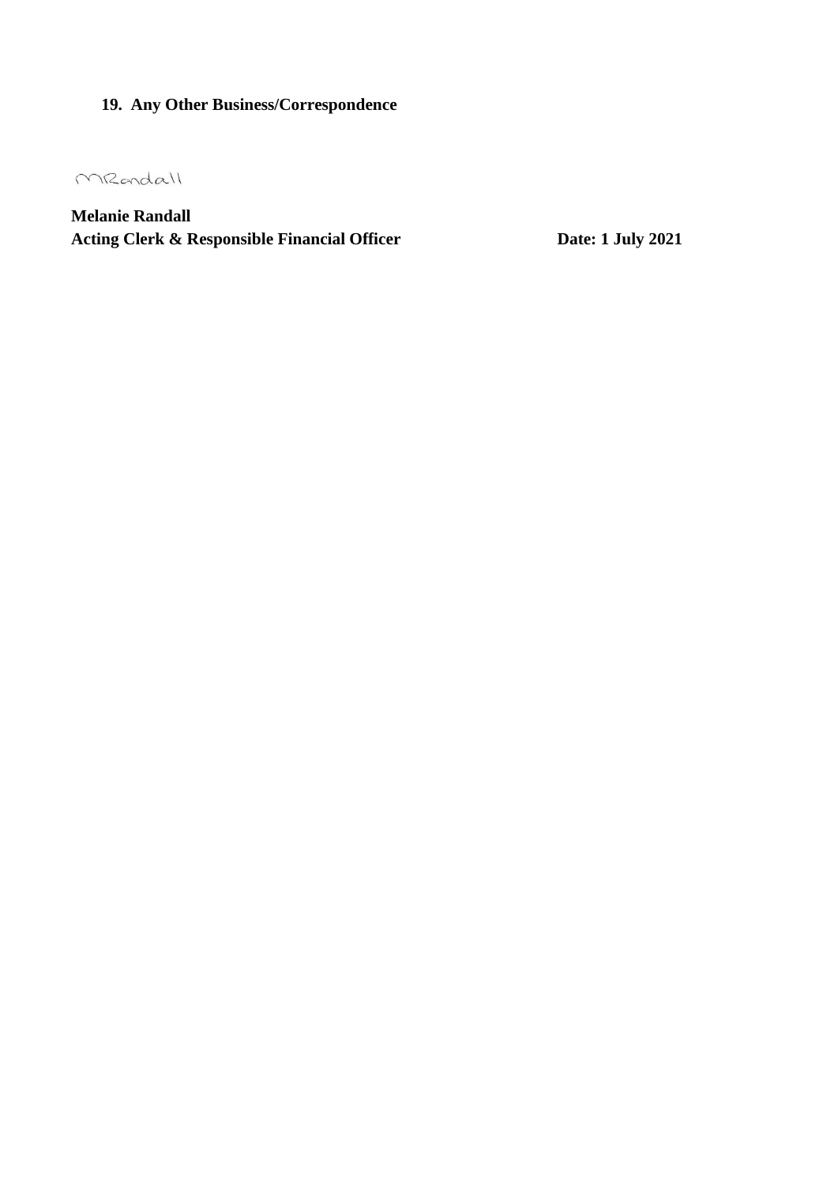**19. Any Other Business/Correspondence**

MRandall

**Melanie Randall**
**Acting Clerk & Responsible Financial Officer** **Date: 1 July 2021**